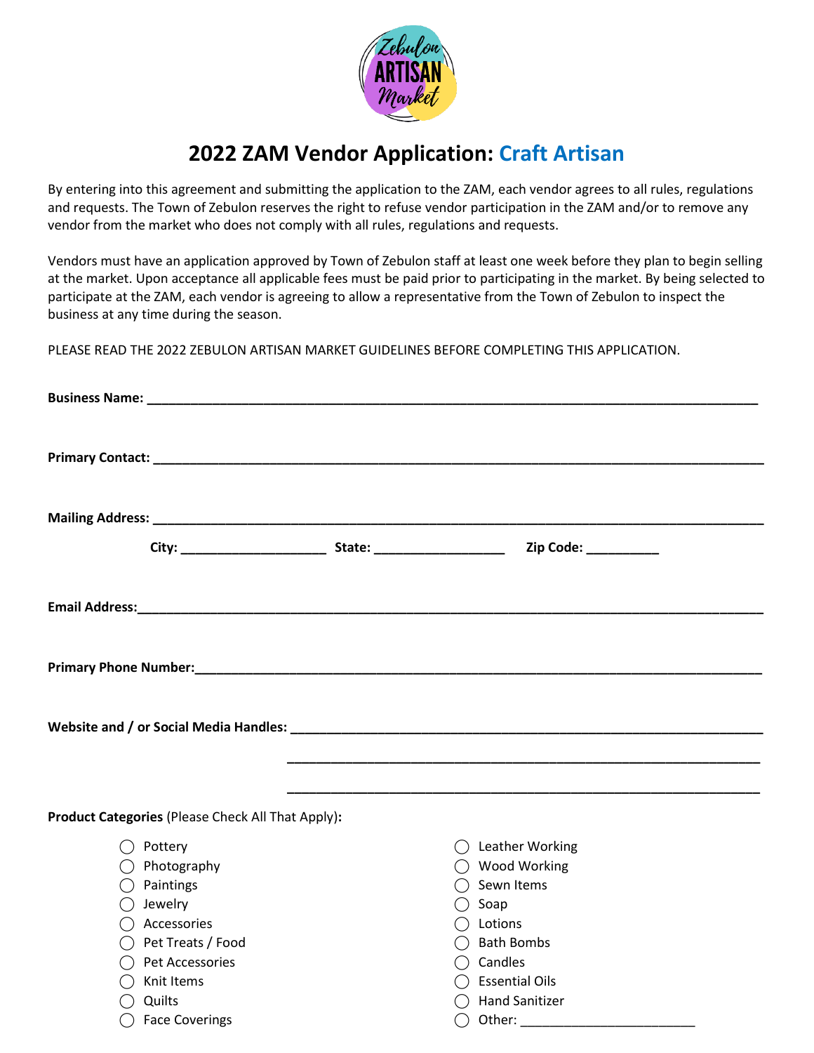# 2022 ZAM Vendor Application: Craft Artisan

By entering into this agreement and submitting the application to the ZAM, each vendor agrees to all rules, regulations and requests. The Town of Zebulon reserves the right to refuse vendor participation in the ZAM and/or to remove any vendor from the market who does not comply with all rules, regulations and requests.

Vendors must have an application approved by Town of Zebulon staff at least one week before they plan to begin selling at the market. Upon acceptance all applicable fees must be paid prior to participating in the market. By being selected to participate at the ZAM, each vendor is agreeing to allow a representative from the Town of Zebulon to inspect the business at any time during the season.

PLEASE READ THE 2022 ZEBULON ARTISAN MARKET GUIDELINES BEFORE COMPLETING THIS APPLICATION.

**Business Name:** ______________________________________________

**Primary Contact:** ______________________________________________

**Mailing Address:** ______________________________________________

**City:** ____________________ **State:** __________________ **Zip Code:** __________

**Email Address:** ______________________________________________

**Primary Phone Number:** ______________________________________________

**Website and / or Social Media Handles:** ______________________________________________

______________________________________________

______________________________________________

**Product Categories** (Please Check All That Apply)**:**

- ◯ Pottery
- ◯ Photography
- ◯ Paintings
- ◯ Jewelry
- ◯ Accessories
- ◯ Pet Treats / Food
- ◯ Pet Accessories
- ◯ Knit Items
- ◯ Quilts
- ◯ Face Coverings
- ◯ Leather Working
- ◯ Wood Working
- ◯ Sewn Items
- ◯ Soap
- ◯ Lotions
- ◯ Bath Bombs
- ◯ Candles
- ◯ Essential Oils
- ◯ Hand Sanitizer
- ◯ Other: ________________________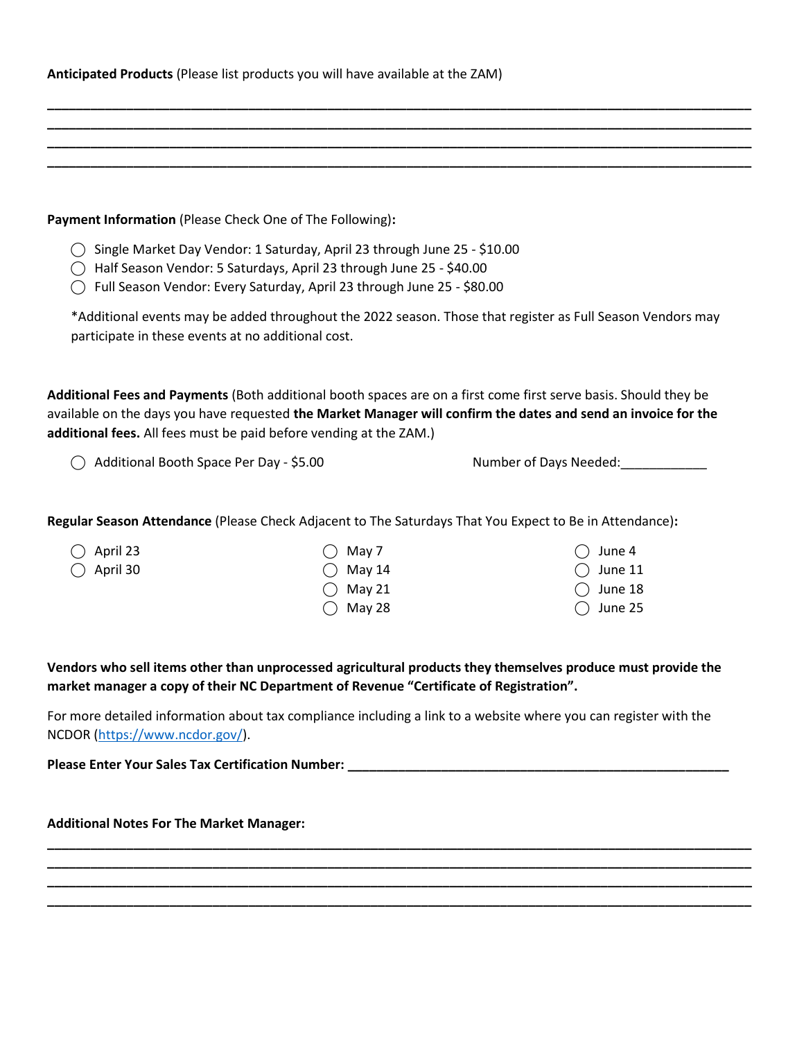**Anticipated Products** (Please list products you will have available at the ZAM)

______________________________________________________________________________________
______________________________________________________________________________________
______________________________________________________________________________________
______________________________________________________________________________________

**Payment Information** (Please Check One of The Following)**:**

- ◯ Single Market Day Vendor: 1 Saturday, April 23 through June 25 - $10.00
- ◯ Half Season Vendor: 5 Saturdays, April 23 through June 25 - $40.00
- ◯ Full Season Vendor: Every Saturday, April 23 through June 25 - $80.00

*Additional events may be added throughout the 2022 season. Those that register as Full Season Vendors may participate in these events at no additional cost.

**Additional Fees and Payments** (Both additional booth spaces are on a first come first serve basis. Should they be available on the days you have requested **the Market Manager will confirm the dates and send an invoice for the additional fees.** All fees must be paid before vending at the ZAM.)

◯ Additional Booth Space Per Day - $5.00 Number of Days Needed:____________

**Regular Season Attendance** (Please Check Adjacent to The Saturdays That You Expect to Be in Attendance)**:**

- ◯ April 23
- ◯ April 30
- ◯ May 7
- ◯ May 14
- ◯ May 21
- ◯ May 28
- ◯ June 4
- ◯ June 11
- ◯ June 18
- ◯ June 25

**Vendors who sell items other than unprocessed agricultural products they themselves produce must provide the market manager a copy of their NC Department of Revenue "Certificate of Registration".**

For more detailed information about tax compliance including a link to a website where you can register with the NCDOR (https://www.ncdor.gov/).

**Please Enter Your Sales Tax Certification Number: ________________________________________**

**Additional Notes For The Market Manager:**

______________________________________________________________________________________
______________________________________________________________________________________
______________________________________________________________________________________
______________________________________________________________________________________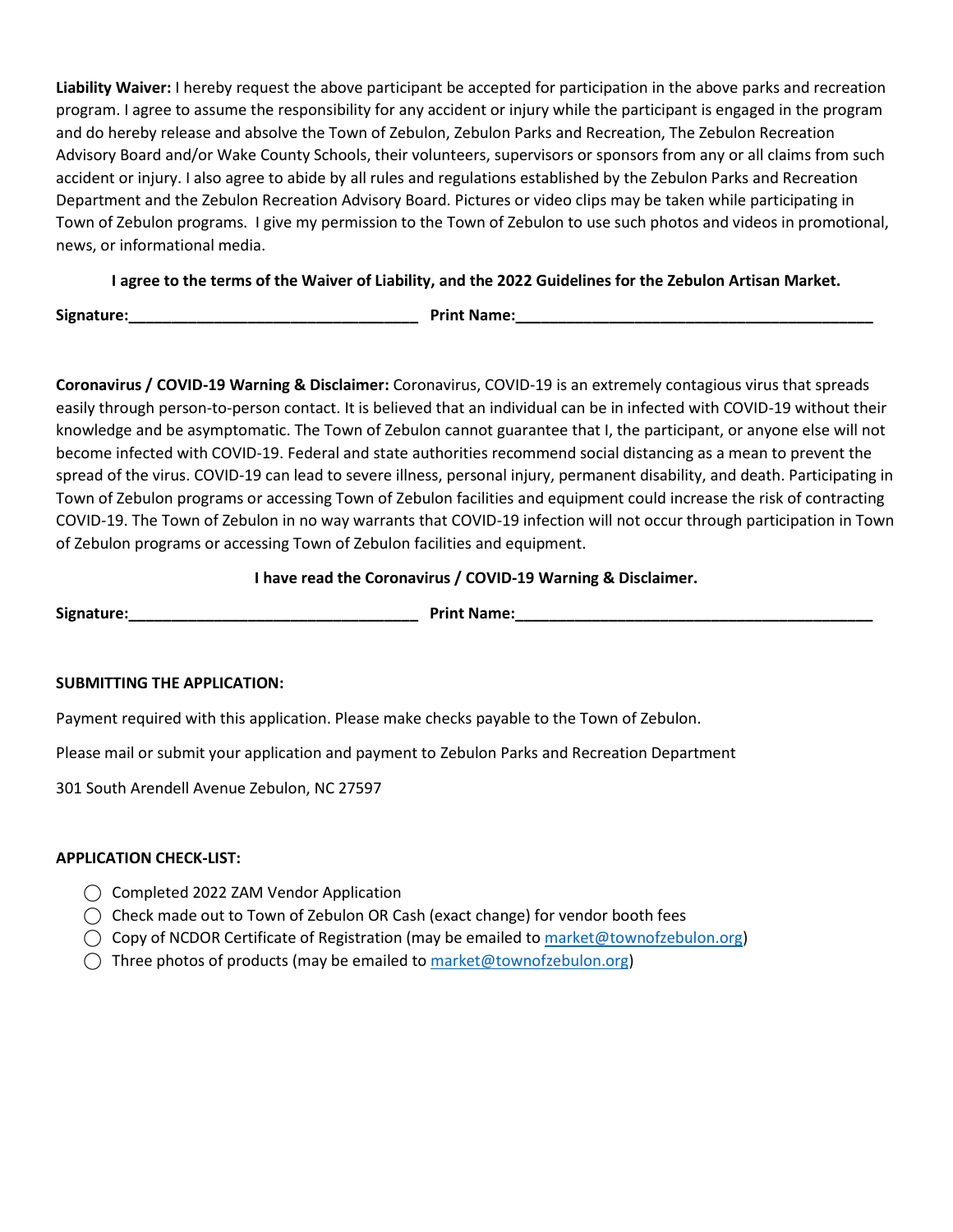**Liability Waiver:** I hereby request the above participant be accepted for participation in the above parks and recreation program. I agree to assume the responsibility for any accident or injury while the participant is engaged in the program and do hereby release and absolve the Town of Zebulon, Zebulon Parks and Recreation, The Zebulon Recreation Advisory Board and/or Wake County Schools, their volunteers, supervisors or sponsors from any or all claims from such accident or injury. I also agree to abide by all rules and regulations established by the Zebulon Parks and Recreation Department and the Zebulon Recreation Advisory Board. Pictures or video clips may be taken while participating in Town of Zebulon programs. I give my permission to the Town of Zebulon to use such photos and videos in promotional, news, or informational media.

**I agree to the terms of the Waiver of Liability, and the 2022 Guidelines for the Zebulon Artisan Market.**

**Signature:**__________________________________ **Print Name:**__________________________________________

**Coronavirus / COVID-19 Warning & Disclaimer:** Coronavirus, COVID-19 is an extremely contagious virus that spreads easily through person-to-person contact. It is believed that an individual can be in infected with COVID-19 without their knowledge and be asymptomatic. The Town of Zebulon cannot guarantee that I, the participant, or anyone else will not become infected with COVID-19. Federal and state authorities recommend social distancing as a mean to prevent the spread of the virus. COVID-19 can lead to severe illness, personal injury, permanent disability, and death. Participating in Town of Zebulon programs or accessing Town of Zebulon facilities and equipment could increase the risk of contracting COVID-19. The Town of Zebulon in no way warrants that COVID-19 infection will not occur through participation in Town of Zebulon programs or accessing Town of Zebulon facilities and equipment.

**I have read the Coronavirus / COVID-19 Warning & Disclaimer.**

**Signature:**__________________________________ **Print Name:**__________________________________________

**SUBMITTING THE APPLICATION:**

Payment required with this application. Please make checks payable to the Town of Zebulon.

Please mail or submit your application and payment to Zebulon Parks and Recreation Department

301 South Arendell Avenue Zebulon, NC 27597

**APPLICATION CHECK-LIST:**

- ◯ Completed 2022 ZAM Vendor Application
- ◯ Check made out to Town of Zebulon OR Cash (exact change) for vendor booth fees
- ◯ Copy of NCDOR Certificate of Registration (may be emailed to market@townofzebulon.org)
- ◯ Three photos of products (may be emailed to market@townofzebulon.org)